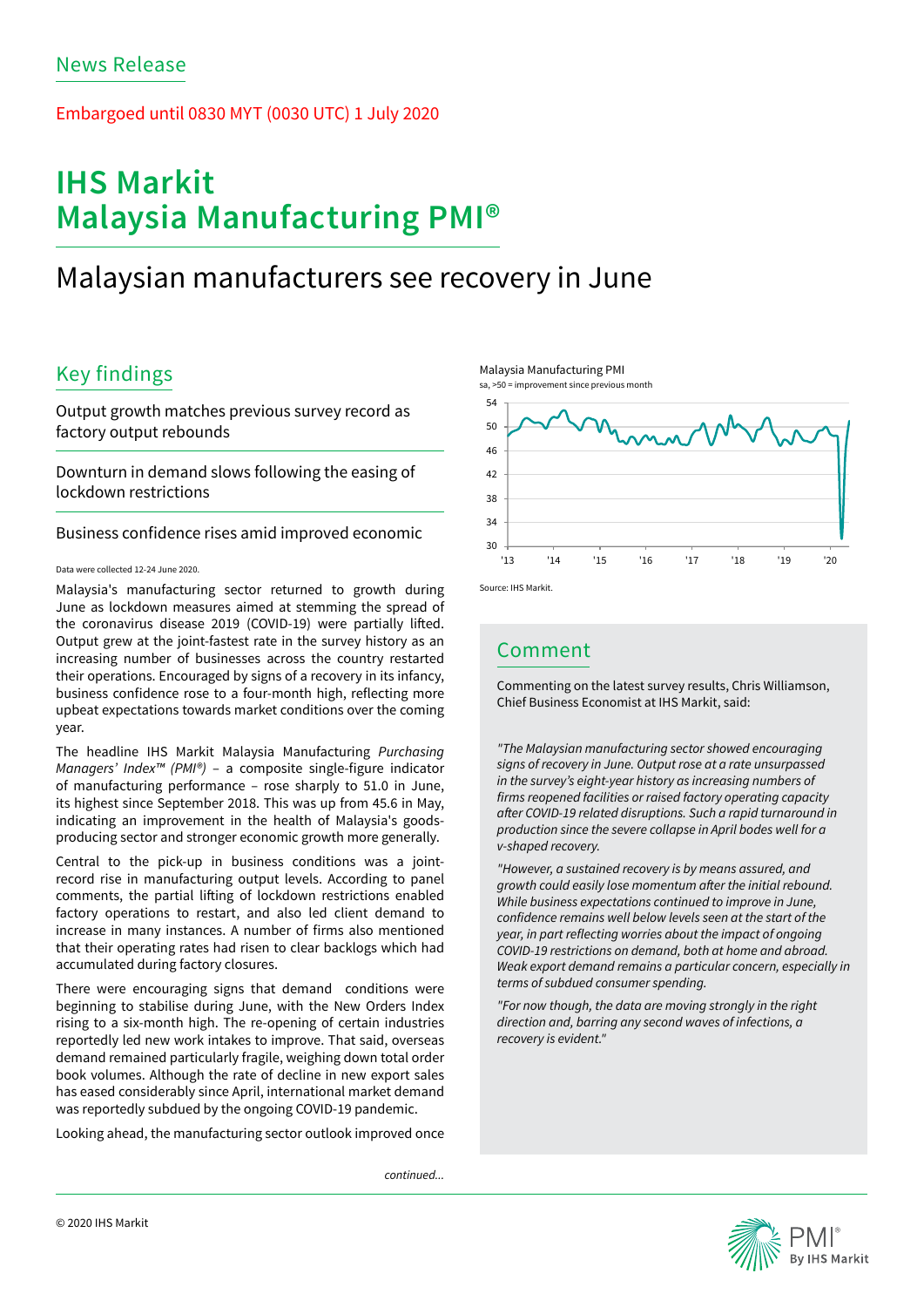News Release

Embargoed until 0830 MYT (0030 UTC) 1 July 2020

# IHS Markit Malaysia Manufacturing PMI®

## Malaysian manufacturers see recovery in June

### Key findings

Output growth matches previous survey record as factory output rebounds

Downturn in demand slows following the easing of lockdown restrictions

Business confidence rises amid improved economic

Data were collected 12-24 June 2020.

Malaysia's manufacturing sector returned to growth during June as lockdown measures aimed at stemming the spread of the coronavirus disease 2019 (COVID-19) were partially lifted. Output grew at the joint-fastest rate in the survey history as an increasing number of businesses across the country restarted their operations. Encouraged by signs of a recovery in its infancy, business confidence rose to a four-month high, reflecting more upbeat expectations towards market conditions over the coming year.

The headline IHS Markit Malaysia Manufacturing *Purchasing Managers' Index™ (PMI®)* – a composite single-figure indicator of manufacturing performance – rose sharply to 51.0 in June, its highest since September 2018. This was up from 45.6 in May, indicating an improvement in the health of Malaysia's goods-producing sector and stronger economic growth more generally.

Central to the pick-up in business conditions was a joint-record rise in manufacturing output levels. According to panel comments, the partial lifting of lockdown restrictions enabled factory operations to restart, and also led client demand to increase in many instances. A number of firms also mentioned that their operating rates had risen to clear backlogs which had accumulated during factory closures.

There were encouraging signs that demand conditions were beginning to stabilise during June, with the New Orders Index rising to a six-month high. The re-opening of certain industries reportedly led new work intakes to improve. That said, overseas demand remained particularly fragile, weighing down total order book volumes. Although the rate of decline in new export sales has eased considerably since April, international market demand was reportedly subdued by the ongoing COVID-19 pandemic.

Looking ahead, the manufacturing sector outlook improved once

*continued...*

Malaysia Manufacturing PMI
sa, >50 = improvement since previous month

Source: IHS Markit.

### Comment

Commenting on the latest survey results, Chris Williamson, Chief Business Economist at IHS Markit, said:

*"The Malaysian manufacturing sector showed encouraging signs of recovery in June. Output rose at a rate unsurpassed in the survey's eight-year history as increasing numbers of firms reopened facilities or raised factory operating capacity after COVID-19 related disruptions. Such a rapid turnaround in production since the severe collapse in April bodes well for a v-shaped recovery.*

*"However, a sustained recovery is by means assured, and growth could easily lose momentum after the initial rebound. While business expectations continued to improve in June, confidence remains well below levels seen at the start of the year, in part reflecting worries about the impact of ongoing COVID-19 restrictions on demand, both at home and abroad. Weak export demand remains a particular concern, especially in terms of subdued consumer spending.*

*"For now though, the data are moving strongly in the right direction and, barring any second waves of infections, a recovery is evident."*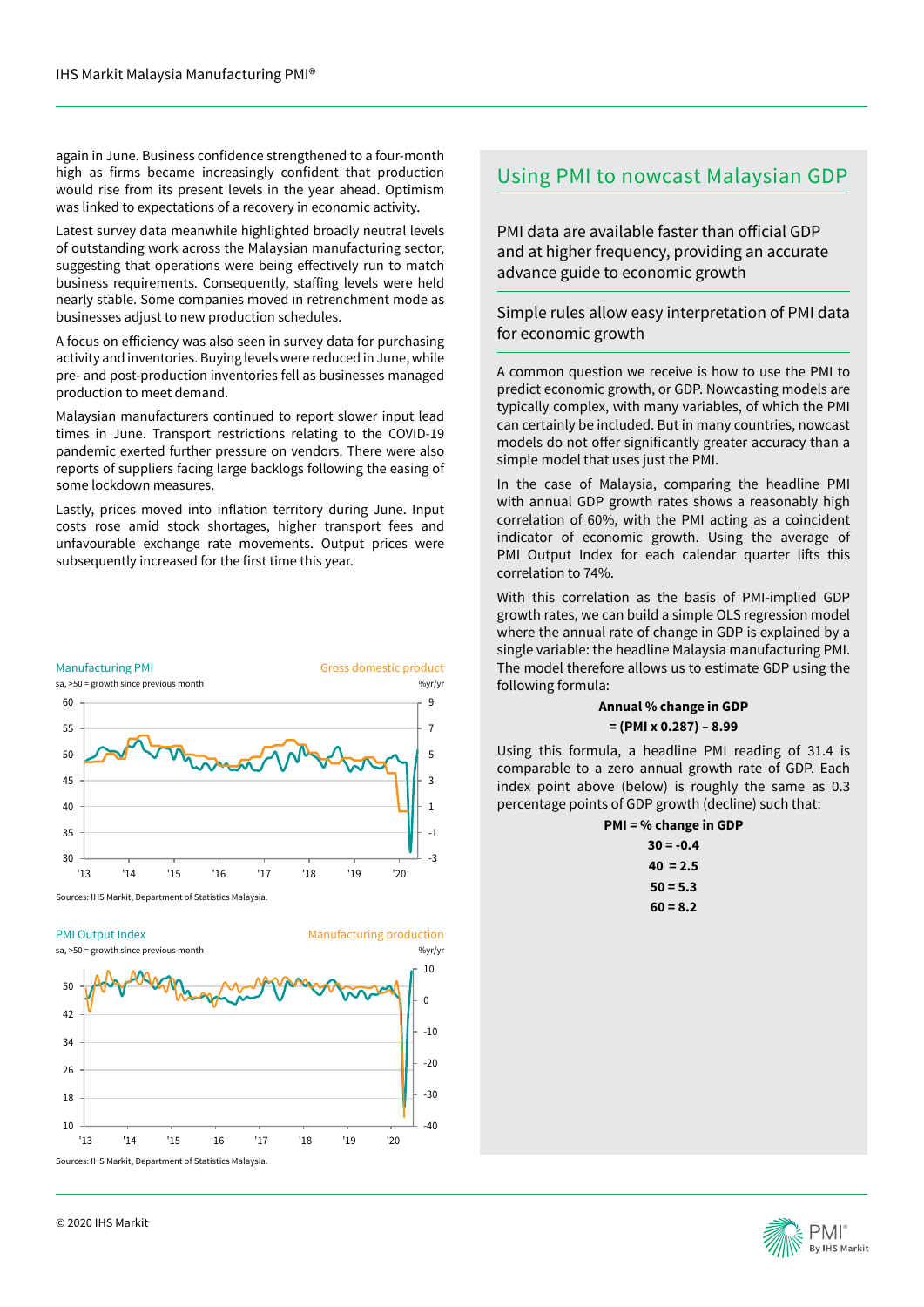again in June. Business confidence strengthened to a four-month high as firms became increasingly confident that production would rise from its present levels in the year ahead. Optimism was linked to expectations of a recovery in economic activity.

Latest survey data meanwhile highlighted broadly neutral levels of outstanding work across the Malaysian manufacturing sector, suggesting that operations were being effectively run to match business requirements. Consequently, staffing levels were held nearly stable. Some companies moved in retrenchment mode as businesses adjust to new production schedules.

A focus on efficiency was also seen in survey data for purchasing activity and inventories. Buying levels were reduced in June, while pre- and post-production inventories fell as businesses managed production to meet demand.

Malaysian manufacturers continued to report slower input lead times in June. Transport restrictions relating to the COVID-19 pandemic exerted further pressure on vendors. There were also reports of suppliers facing large backlogs following the easing of some lockdown measures.

Lastly, prices moved into inflation territory during June. Input costs rose amid stock shortages, higher transport fees and unfavourable exchange rate movements. Output prices were subsequently increased for the first time this year.

Manufacturing PMI — sa, >50 = growth since previous month | Gross domestic product — %yr/yr

Sources: IHS Markit, Department of Statistics Malaysia.

PMI Output Index — sa, >50 = growth since previous month | Manufacturing production — %yr/yr

Sources: IHS Markit, Department of Statistics Malaysia.

## Using PMI to nowcast Malaysian GDP

### PMI data are available faster than official GDP and at higher frequency, providing an accurate advance guide to economic growth

### Simple rules allow easy interpretation of PMI data for economic growth

A common question we receive is how to use the PMI to predict economic growth, or GDP. Nowcasting models are typically complex, with many variables, of which the PMI can certainly be included. But in many countries, nowcast models do not offer significantly greater accuracy than a simple model that uses just the PMI.

In the case of Malaysia, comparing the headline PMI with annual GDP growth rates shows a reasonably high correlation of 60%, with the PMI acting as a coincident indicator of economic growth. Using the average of PMI Output Index for each calendar quarter lifts this correlation to 74%.

With this correlation as the basis of PMI-implied GDP growth rates, we can build a simple OLS regression model where the annual rate of change in GDP is explained by a single variable: the headline Malaysia manufacturing PMI. The model therefore allows us to estimate GDP using the following formula:

**Annual % change in GDP**
**= (PMI x 0.287) – 8.99**

Using this formula, a headline PMI reading of 31.4 is comparable to a zero annual growth rate of GDP. Each index point above (below) is roughly the same as 0.3 percentage points of GDP growth (decline) such that:

**PMI = % change in GDP**
**30 = -0.4**
**40 = 2.5**
**50 = 5.3**
**60 = 8.2**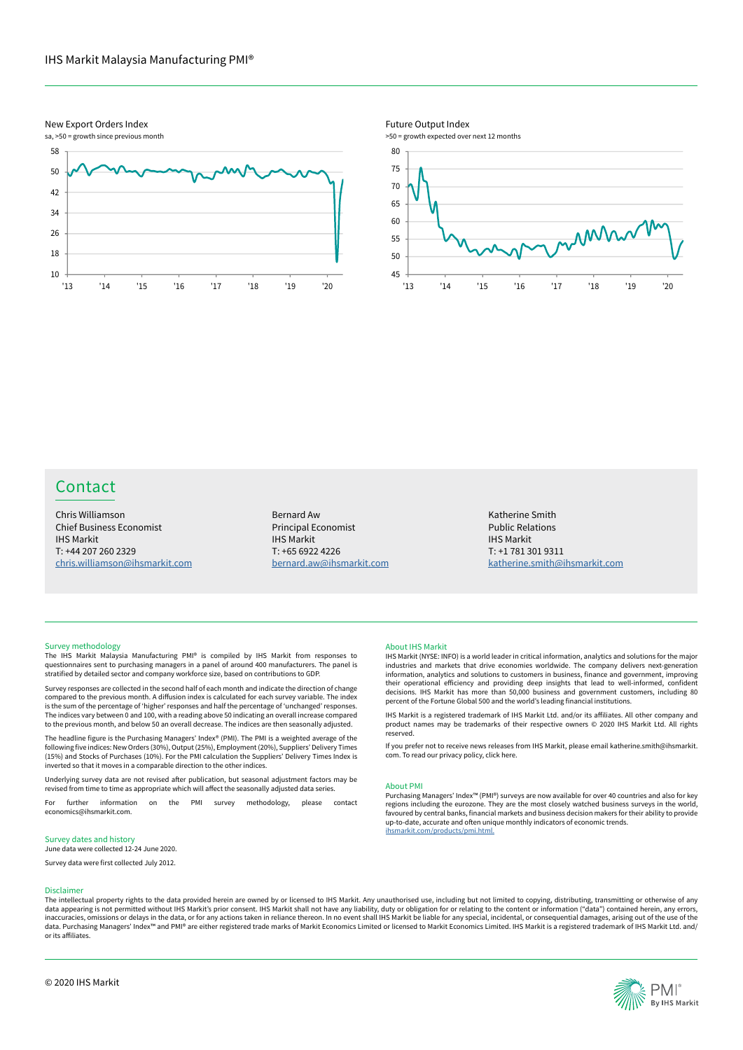New Export Orders Index

sa, >50 = growth since previous month

58
50
42
34
26
18
10

'13 '14 '15 '16 '17 '18 '19 '20

Future Output Index

>50 = growth expected over next 12 months

80
75
70
65
60
55
50
45

'13 '14 '15 '16 '17 '18 '19 '20

## Contact

Chris Williamson
Chief Business Economist
IHS Markit
T: +44 207 260 2329
chris.williamson@ihsmarkit.com

Bernard Aw
Principal Economist
IHS Markit
T: +65 6922 4226
bernard.aw@ihsmarkit.com

Katherine Smith
Public Relations
IHS Markit
T: +1 781 301 9311
katherine.smith@ihsmarkit.com

### Survey methodology

The IHS Markit Malaysia Manufacturing PMI® is compiled by IHS Markit from responses to questionnaires sent to purchasing managers in a panel of around 400 manufacturers. The panel is stratified by detailed sector and company workforce size, based on contributions to GDP.

Survey responses are collected in the second half of each month and indicate the direction of change compared to the previous month. A diffusion index is calculated for each survey variable. The index is the sum of the percentage of 'higher' responses and half the percentage of 'unchanged' responses. The indices vary between 0 and 100, with a reading above 50 indicating an overall increase compared to the previous month, and below 50 an overall decrease. The indices are then seasonally adjusted.

The headline figure is the Purchasing Managers' Index® (PMI). The PMI is a weighted average of the following five indices: New Orders (30%), Output (25%), Employment (20%), Suppliers' Delivery Times (15%) and Stocks of Purchases (10%). For the PMI calculation the Suppliers' Delivery Times Index is inverted so that it moves in a comparable direction to the other indices.

Underlying survey data are not revised after publication, but seasonal adjustment factors may be revised from time to time as appropriate which will affect the seasonally adjusted data series.

For further information on the PMI survey methodology, please contact economics@ihsmarkit.com.

### Survey dates and history

June data were collected 12-24 June 2020.

Survey data were first collected July 2012.

### About IHS Markit

IHS Markit (NYSE: INFO) is a world leader in critical information, analytics and solutions for the major industries and markets that drive economies worldwide. The company delivers next-generation information, analytics and solutions to customers in business, finance and government, improving their operational efficiency and providing deep insights that lead to well-informed, confident decisions. IHS Markit has more than 50,000 business and government customers, including 80 percent of the Fortune Global 500 and the world's leading financial institutions.

IHS Markit is a registered trademark of IHS Markit Ltd. and/or its affiliates. All other company and product names may be trademarks of their respective owners © 2020 IHS Markit Ltd. All rights reserved.

If you prefer not to receive news releases from IHS Markit, please email katherine.smith@ihsmarkit.com. To read our privacy policy, click here.

### About PMI

Purchasing Managers' Index™ (PMI®) surveys are now available for over 40 countries and also for key regions including the eurozone. They are the most closely watched business surveys in the world, favoured by central banks, financial markets and business decision makers for their ability to provide up-to-date, accurate and often unique monthly indicators of economic trends.
ihsmarkit.com/products/pmi.html.

### Disclaimer

The intellectual property rights to the data provided herein are owned by or licensed to IHS Markit. Any unauthorised use, including but not limited to copying, distributing, transmitting or otherwise of any data appearing is not permitted without IHS Markit's prior consent. IHS Markit shall not have any liability, duty or obligation for or relating to the content or information ("data") contained herein, any errors, inaccuracies, omissions or delays in the data, or for any actions taken in reliance thereon. In no event shall IHS Markit be liable for any special, incidental, or consequential damages, arising out of the use of the data. Purchasing Managers' Index™ and PMI® are either registered trade marks of Markit Economics Limited or licensed to Markit Economics Limited. IHS Markit is a registered trademark of IHS Markit Ltd. and/or its affiliates.

© 2020 IHS Markit